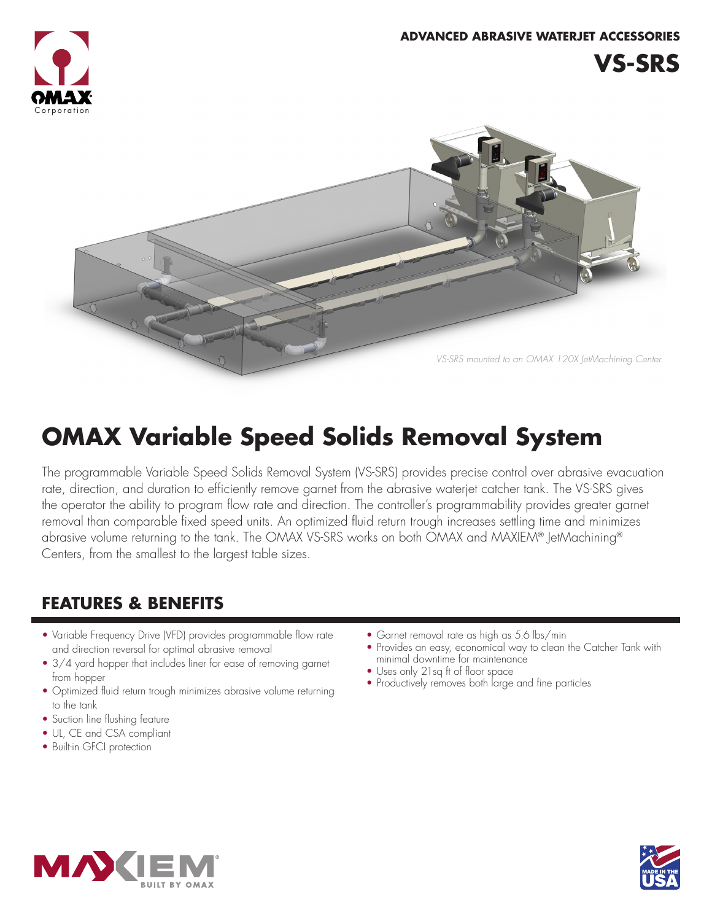ADVANCED ABRASIVE WATERJET ACCESSORIES

# VS-SRS

*VS-SRS mounted to an OMAX 120X JetMachining Center.*

# OMAX Variable Speed Solids Removal System

The programmable Variable Speed Solids Removal System (VS-SRS) provides precise control over abrasive evacuation rate, direction, and duration to efficiently remove garnet from the abrasive waterjet catcher tank. The VS-SRS gives the operator the ability to program flow rate and direction. The controller's programmability provides greater garnet removal than comparable fixed speed units. An optimized fluid return trough increases settling time and minimizes abrasive volume returning to the tank. The OMAX VS-SRS works on both OMAX and MAXIEM® JetMachining® Centers, from the smallest to the largest table sizes.

## FEATURES & BENEFITS

- Variable Frequency Drive (VFD) provides programmable flow rate and direction reversal for optimal abrasive removal
- 3/4 yard hopper that includes liner for ease of removing garnet from hopper
- Optimized fluid return trough minimizes abrasive volume returning to the tank
- Suction line flushing feature
- UL, CE and CSA compliant
- Built-in GFCI protection
- Garnet removal rate as high as 5.6 lbs/min
- Provides an easy, economical way to clean the Catcher Tank with minimal downtime for maintenance
- Uses only 21sq ft of floor space
- Productively removes both large and fine particles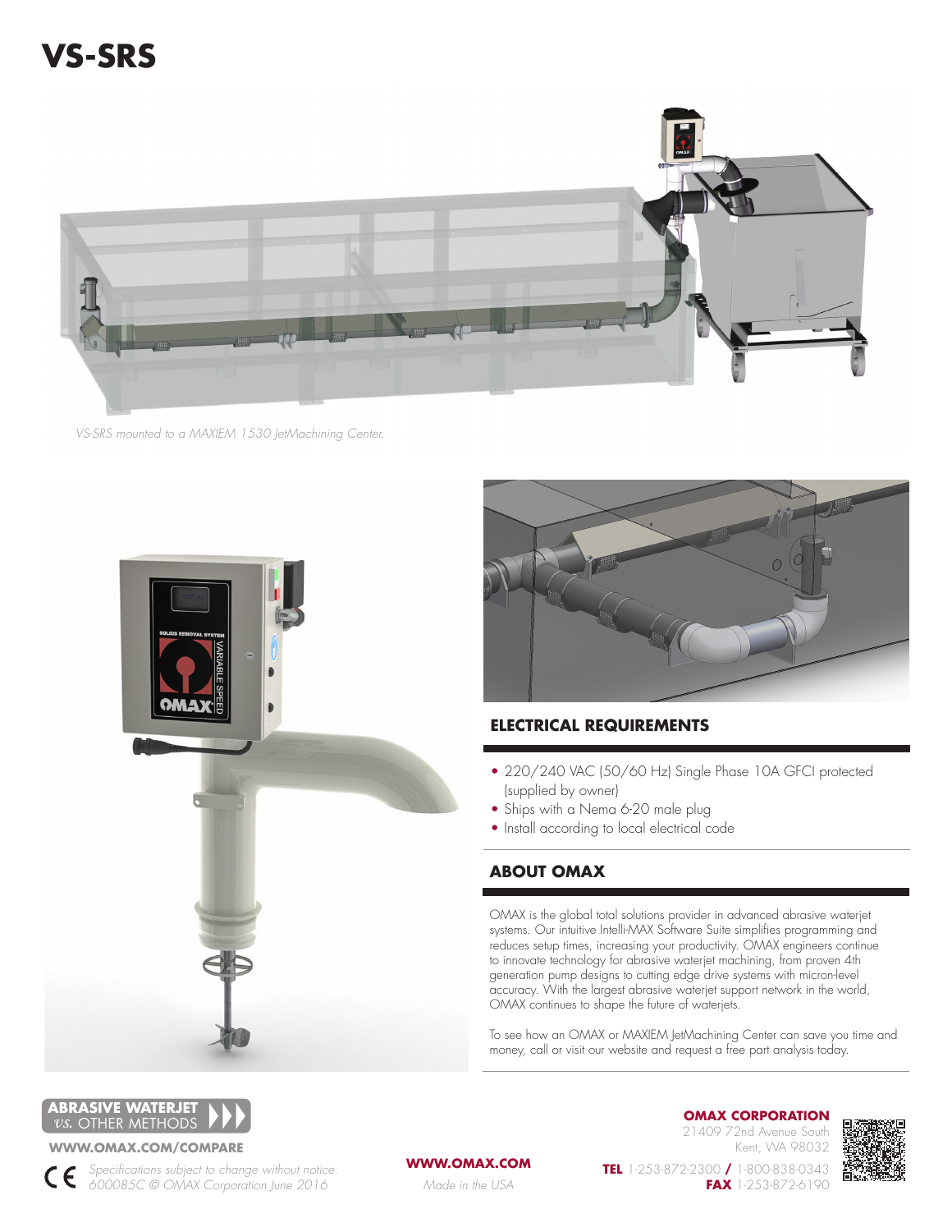# VS-SRS

*VS-SRS mounted to a MAXIEM 1530 JetMachining Center.*

## ELECTRICAL REQUIREMENTS

- 220/240 VAC (50/60 Hz) Single Phase 10A GFCI protected (supplied by owner)
- Ships with a Nema 6-20 male plug
- Install according to local electrical code

## ABOUT OMAX

OMAX is the global total solutions provider in advanced abrasive waterjet systems. Our intuitive Intelli-MAX Software Suite simplifies programming and reduces setup times, increasing your productivity. OMAX engineers continue to innovate technology for abrasive waterjet machining, from proven 4th generation pump designs to cutting edge drive systems with micron-level accuracy. With the largest abrasive waterjet support network in the world, OMAX continues to shape the future of waterjets.

To see how an OMAX or MAXIEM JetMachining Center can save you time and money, call or visit our website and request a free part analysis today.

**ABRASIVE WATERJET** *vs.* OTHER METHODS

**WWW.OMAX.COM/COMPARE**

*Specifications subject to change without notice.*
*600085C © OMAX Corporation June 2016*

**WWW.OMAX.COM**

*Made in the USA*

**OMAX CORPORATION**
21409 72nd Avenue South
Kent, WA 98032

**TEL** 1-253-872-2300 / 1-800-838-0343
**FAX** 1-253-872-6190